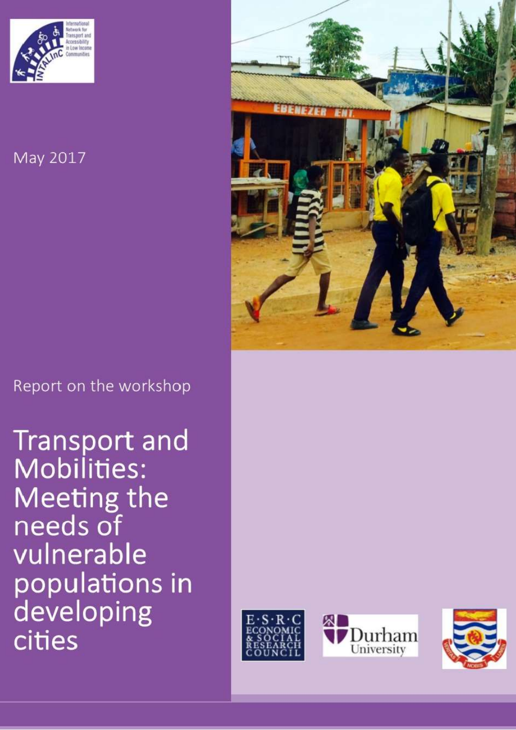International Network for Transport and Accessibility in Low Income Communities

May 2017

Report on the workshop

# Transport and Mobilities: Meeting the needs of vulnerable populations in developing cities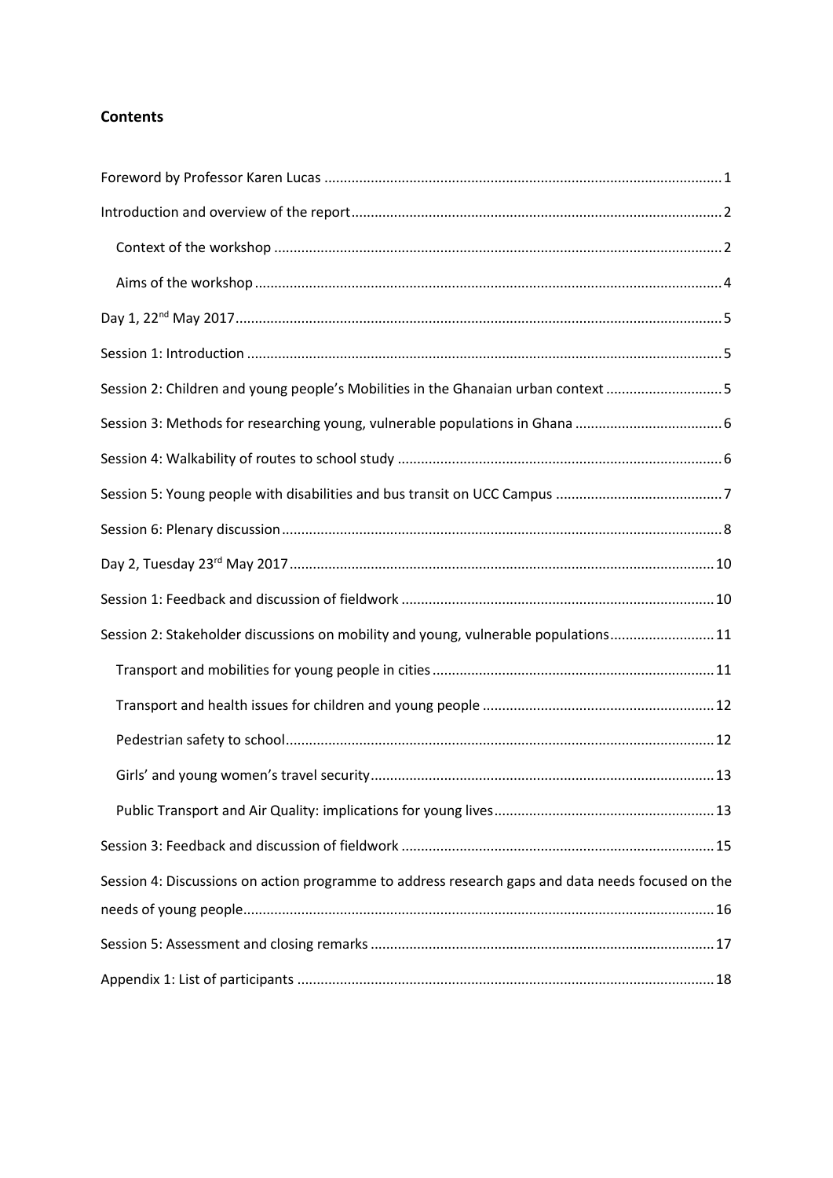## Contents

- Foreword by Professor Karen Lucas .......... 1
- Introduction and overview of the report .......... 2
  - Context of the workshop .......... 2
  - Aims of the workshop .......... 4
- Day 1, 22nd May 2017 .......... 5
- Session 1: Introduction .......... 5
- Session 2: Children and young people's Mobilities in the Ghanaian urban context .......... 5
- Session 3: Methods for researching young, vulnerable populations in Ghana .......... 6
- Session 4: Walkability of routes to school study .......... 6
- Session 5: Young people with disabilities and bus transit on UCC Campus .......... 7
- Session 6: Plenary discussion .......... 8
- Day 2, Tuesday 23rd May 2017 .......... 10
- Session 1: Feedback and discussion of fieldwork .......... 10
- Session 2: Stakeholder discussions on mobility and young, vulnerable populations .......... 11
  - Transport and mobilities for young people in cities .......... 11
  - Transport and health issues for children and young people .......... 12
  - Pedestrian safety to school .......... 12
  - Girls' and young women's travel security .......... 13
  - Public Transport and Air Quality: implications for young lives .......... 13
- Session 3: Feedback and discussion of fieldwork .......... 15
- Session 4: Discussions on action programme to address research gaps and data needs focused on the needs of young people .......... 16
- Session 5: Assessment and closing remarks .......... 17
- Appendix 1: List of participants .......... 18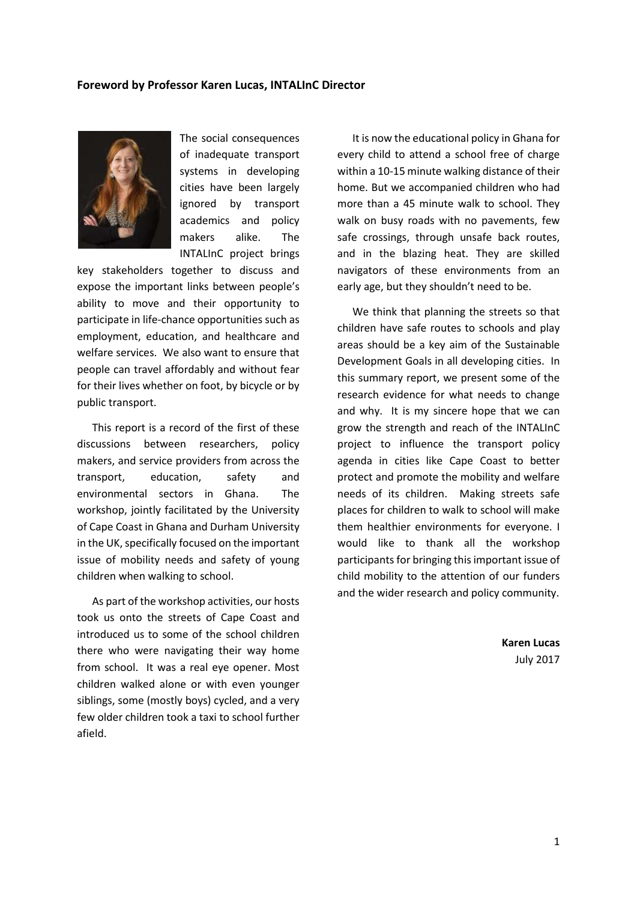**Foreword by Professor Karen Lucas, INTALInC Director**

The social consequences of inadequate transport systems in developing cities have been largely ignored by transport academics and policy makers alike. The INTALInC project brings key stakeholders together to discuss and expose the important links between people's ability to move and their opportunity to participate in life-chance opportunities such as employment, education, and healthcare and welfare services. We also want to ensure that people can travel affordably and without fear for their lives whether on foot, by bicycle or by public transport.

This report is a record of the first of these discussions between researchers, policy makers, and service providers from across the transport, education, safety and environmental sectors in Ghana. The workshop, jointly facilitated by the University of Cape Coast in Ghana and Durham University in the UK, specifically focused on the important issue of mobility needs and safety of young children when walking to school.

As part of the workshop activities, our hosts took us onto the streets of Cape Coast and introduced us to some of the school children there who were navigating their way home from school. It was a real eye opener. Most children walked alone or with even younger siblings, some (mostly boys) cycled, and a very few older children took a taxi to school further afield.

It is now the educational policy in Ghana for every child to attend a school free of charge within a 10-15 minute walking distance of their home. But we accompanied children who had more than a 45 minute walk to school. They walk on busy roads with no pavements, few safe crossings, through unsafe back routes, and in the blazing heat. They are skilled navigators of these environments from an early age, but they shouldn't need to be.

We think that planning the streets so that children have safe routes to schools and play areas should be a key aim of the Sustainable Development Goals in all developing cities. In this summary report, we present some of the research evidence for what needs to change and why. It is my sincere hope that we can grow the strength and reach of the INTALInC project to influence the transport policy agenda in cities like Cape Coast to better protect and promote the mobility and welfare needs of its children. Making streets safe places for children to walk to school will make them healthier environments for everyone. I would like to thank all the workshop participants for bringing this important issue of child mobility to the attention of our funders and the wider research and policy community.

**Karen Lucas**
July 2017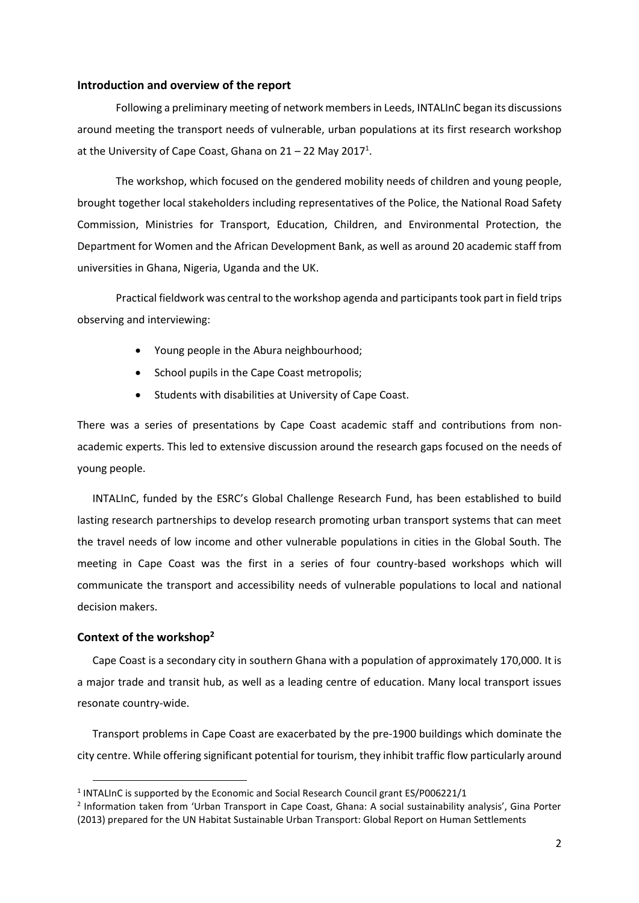## Introduction and overview of the report

Following a preliminary meeting of network members in Leeds, INTALInC began its discussions around meeting the transport needs of vulnerable, urban populations at its first research workshop at the University of Cape Coast, Ghana on 21 – 22 May 2017[1].

The workshop, which focused on the gendered mobility needs of children and young people, brought together local stakeholders including representatives of the Police, the National Road Safety Commission, Ministries for Transport, Education, Children, and Environmental Protection, the Department for Women and the African Development Bank, as well as around 20 academic staff from universities in Ghana, Nigeria, Uganda and the UK.

Practical fieldwork was central to the workshop agenda and participants took part in field trips observing and interviewing:

- Young people in the Abura neighbourhood;
- School pupils in the Cape Coast metropolis;
- Students with disabilities at University of Cape Coast.

There was a series of presentations by Cape Coast academic staff and contributions from non-academic experts. This led to extensive discussion around the research gaps focused on the needs of young people.

INTALInC, funded by the ESRC's Global Challenge Research Fund, has been established to build lasting research partnerships to develop research promoting urban transport systems that can meet the travel needs of low income and other vulnerable populations in cities in the Global South. The meeting in Cape Coast was the first in a series of four country-based workshops which will communicate the transport and accessibility needs of vulnerable populations to local and national decision makers.

## Context of the workshop[2]

Cape Coast is a secondary city in southern Ghana with a population of approximately 170,000. It is a major trade and transit hub, as well as a leading centre of education. Many local transport issues resonate country-wide.

Transport problems in Cape Coast are exacerbated by the pre-1900 buildings which dominate the city centre. While offering significant potential for tourism, they inhibit traffic flow particularly around

---

[1] INTALInC is supported by the Economic and Social Research Council grant ES/P006221/1

[2] Information taken from 'Urban Transport in Cape Coast, Ghana: A social sustainability analysis', Gina Porter (2013) prepared for the UN Habitat Sustainable Urban Transport: Global Report on Human Settlements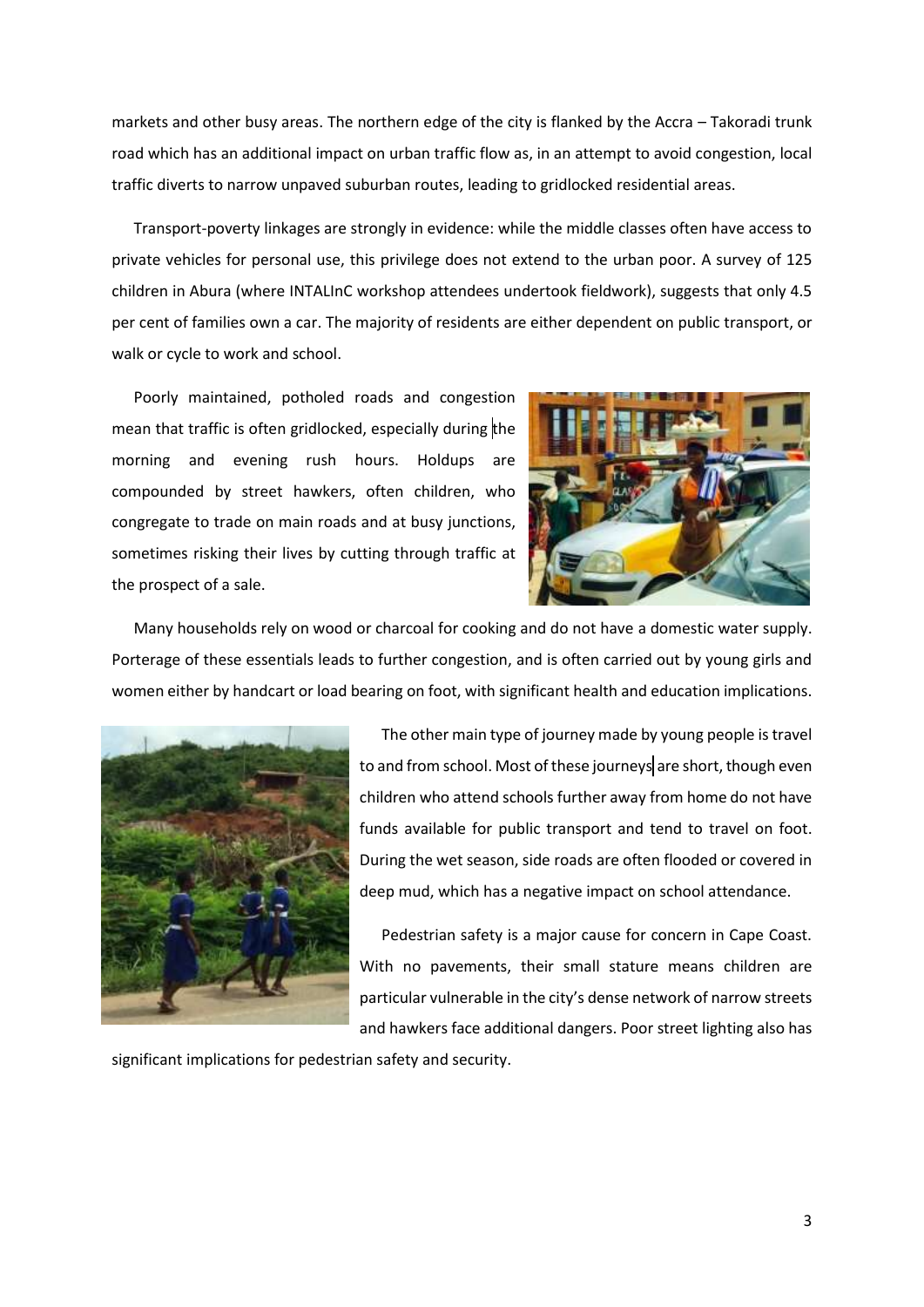markets and other busy areas. The northern edge of the city is flanked by the Accra – Takoradi trunk road which has an additional impact on urban traffic flow as, in an attempt to avoid congestion, local traffic diverts to narrow unpaved suburban routes, leading to gridlocked residential areas.

Transport-poverty linkages are strongly in evidence: while the middle classes often have access to private vehicles for personal use, this privilege does not extend to the urban poor. A survey of 125 children in Abura (where INTALInC workshop attendees undertook fieldwork), suggests that only 4.5 per cent of families own a car. The majority of residents are either dependent on public transport, or walk or cycle to work and school.

Poorly maintained, potholed roads and congestion mean that traffic is often gridlocked, especially during the morning and evening rush hours. Holdups are compounded by street hawkers, often children, who congregate to trade on main roads and at busy junctions, sometimes risking their lives by cutting through traffic at the prospect of a sale.

Many households rely on wood or charcoal for cooking and do not have a domestic water supply. Porterage of these essentials leads to further congestion, and is often carried out by young girls and women either by handcart or load bearing on foot, with significant health and education implications.

The other main type of journey made by young people is travel to and from school. Most of these journeys are short, though even children who attend schools further away from home do not have funds available for public transport and tend to travel on foot. During the wet season, side roads are often flooded or covered in deep mud, which has a negative impact on school attendance.

Pedestrian safety is a major cause for concern in Cape Coast. With no pavements, their small stature means children are particular vulnerable in the city's dense network of narrow streets and hawkers face additional dangers. Poor street lighting also has significant implications for pedestrian safety and security.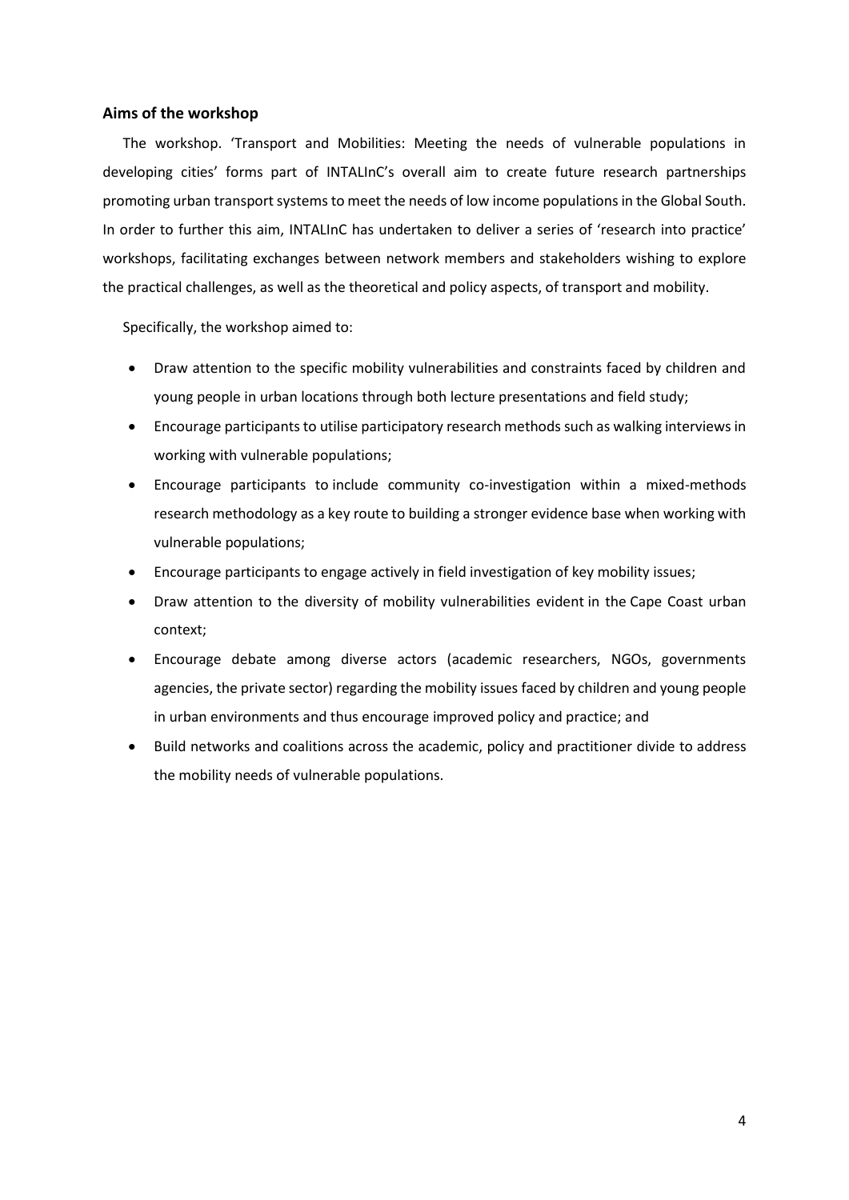### Aims of the workshop

The workshop. 'Transport and Mobilities: Meeting the needs of vulnerable populations in developing cities' forms part of INTALInC's overall aim to create future research partnerships promoting urban transport systems to meet the needs of low income populations in the Global South. In order to further this aim, INTALInC has undertaken to deliver a series of 'research into practice' workshops, facilitating exchanges between network members and stakeholders wishing to explore the practical challenges, as well as the theoretical and policy aspects, of transport and mobility.

Specifically, the workshop aimed to:

- Draw attention to the specific mobility vulnerabilities and constraints faced by children and young people in urban locations through both lecture presentations and field study;
- Encourage participants to utilise participatory research methods such as walking interviews in working with vulnerable populations;
- Encourage participants to include community co-investigation within a mixed-methods research methodology as a key route to building a stronger evidence base when working with vulnerable populations;
- Encourage participants to engage actively in field investigation of key mobility issues;
- Draw attention to the diversity of mobility vulnerabilities evident in the Cape Coast urban context;
- Encourage debate among diverse actors (academic researchers, NGOs, governments agencies, the private sector) regarding the mobility issues faced by children and young people in urban environments and thus encourage improved policy and practice; and
- Build networks and coalitions across the academic, policy and practitioner divide to address the mobility needs of vulnerable populations.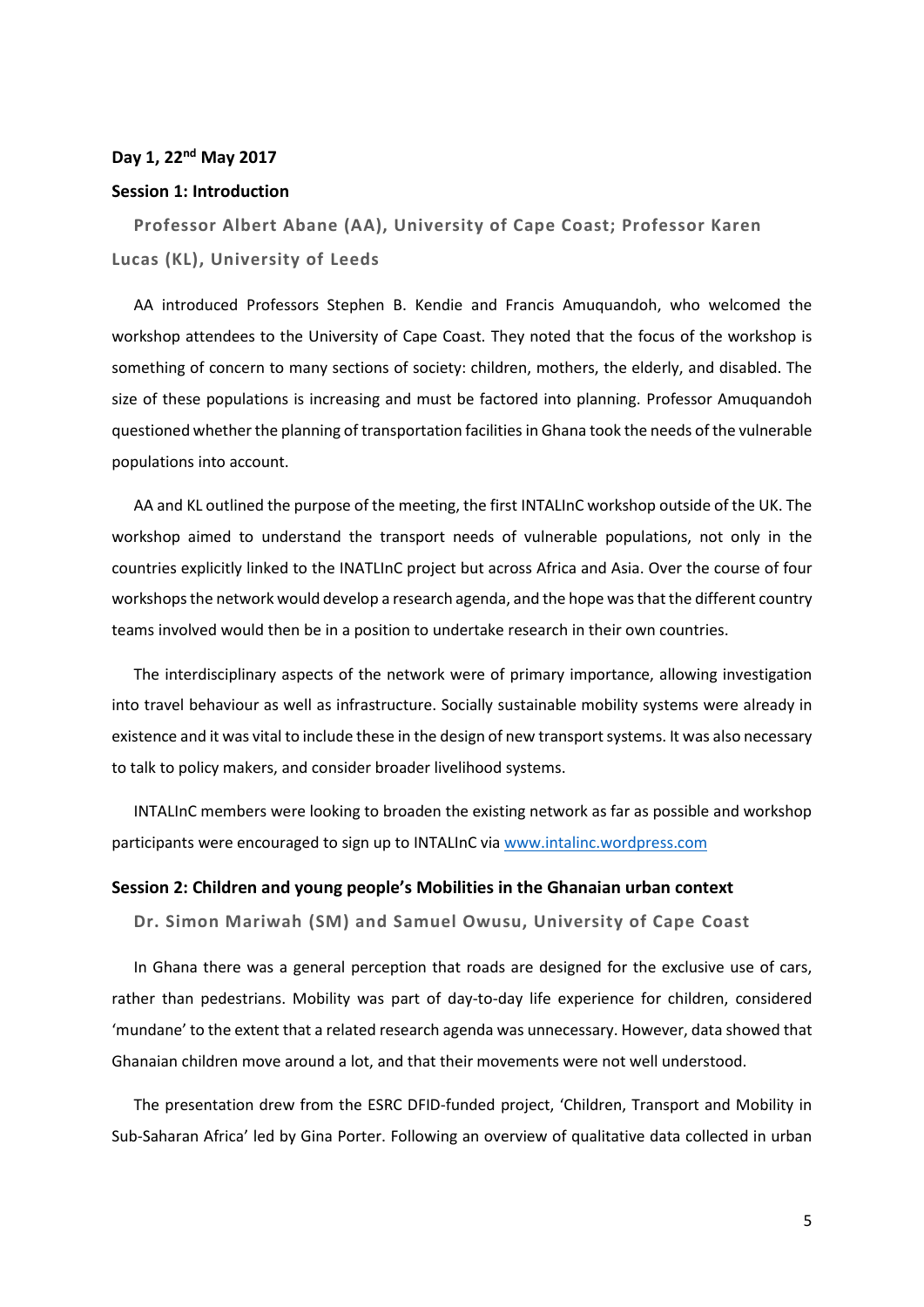**Day 1, 22nd May 2017**

**Session 1: Introduction**

**Professor Albert Abane (AA), University of Cape Coast; Professor Karen Lucas (KL), University of Leeds**

AA introduced Professors Stephen B. Kendie and Francis Amuquandoh, who welcomed the workshop attendees to the University of Cape Coast. They noted that the focus of the workshop is something of concern to many sections of society: children, mothers, the elderly, and disabled. The size of these populations is increasing and must be factored into planning. Professor Amuquandoh questioned whether the planning of transportation facilities in Ghana took the needs of the vulnerable populations into account.

AA and KL outlined the purpose of the meeting, the first INTALInC workshop outside of the UK. The workshop aimed to understand the transport needs of vulnerable populations, not only in the countries explicitly linked to the INATLInC project but across Africa and Asia. Over the course of four workshops the network would develop a research agenda, and the hope was that the different country teams involved would then be in a position to undertake research in their own countries.

The interdisciplinary aspects of the network were of primary importance, allowing investigation into travel behaviour as well as infrastructure. Socially sustainable mobility systems were already in existence and it was vital to include these in the design of new transport systems. It was also necessary to talk to policy makers, and consider broader livelihood systems.

INTALInC members were looking to broaden the existing network as far as possible and workshop participants were encouraged to sign up to INTALInC via [www.intalinc.wordpress.com](www.intalinc.wordpress.com)

**Session 2: Children and young people's Mobilities in the Ghanaian urban context**

**Dr. Simon Mariwah (SM) and Samuel Owusu, University of Cape Coast**

In Ghana there was a general perception that roads are designed for the exclusive use of cars, rather than pedestrians. Mobility was part of day-to-day life experience for children, considered 'mundane' to the extent that a related research agenda was unnecessary. However, data showed that Ghanaian children move around a lot, and that their movements were not well understood.

The presentation drew from the ESRC DFID-funded project, 'Children, Transport and Mobility in Sub-Saharan Africa' led by Gina Porter. Following an overview of qualitative data collected in urban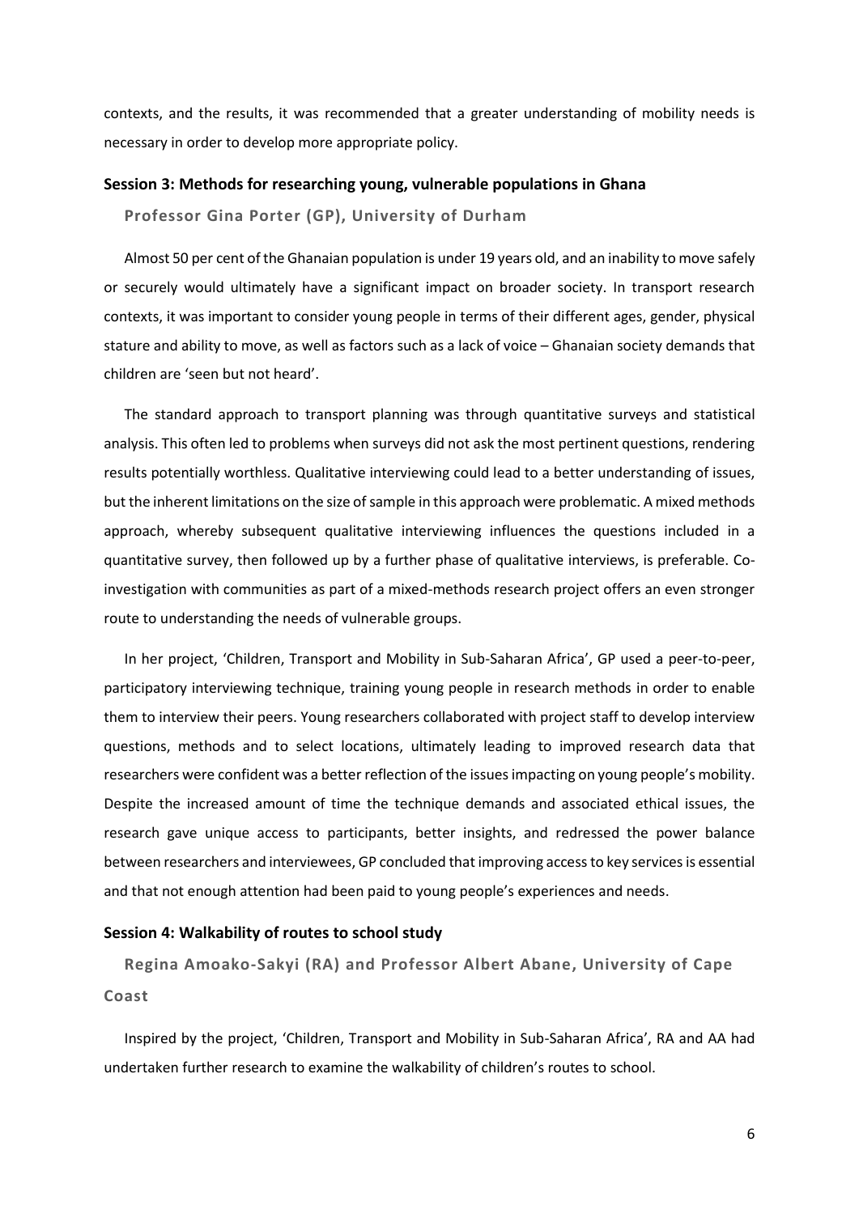contexts, and the results, it was recommended that a greater understanding of mobility needs is necessary in order to develop more appropriate policy.

### Session 3: Methods for researching young, vulnerable populations in Ghana

**Professor Gina Porter (GP), University of Durham**

Almost 50 per cent of the Ghanaian population is under 19 years old, and an inability to move safely or securely would ultimately have a significant impact on broader society. In transport research contexts, it was important to consider young people in terms of their different ages, gender, physical stature and ability to move, as well as factors such as a lack of voice – Ghanaian society demands that children are 'seen but not heard'.

The standard approach to transport planning was through quantitative surveys and statistical analysis. This often led to problems when surveys did not ask the most pertinent questions, rendering results potentially worthless. Qualitative interviewing could lead to a better understanding of issues, but the inherent limitations on the size of sample in this approach were problematic. A mixed methods approach, whereby subsequent qualitative interviewing influences the questions included in a quantitative survey, then followed up by a further phase of qualitative interviews, is preferable. Co-investigation with communities as part of a mixed-methods research project offers an even stronger route to understanding the needs of vulnerable groups.

In her project, 'Children, Transport and Mobility in Sub-Saharan Africa', GP used a peer-to-peer, participatory interviewing technique, training young people in research methods in order to enable them to interview their peers. Young researchers collaborated with project staff to develop interview questions, methods and to select locations, ultimately leading to improved research data that researchers were confident was a better reflection of the issues impacting on young people's mobility. Despite the increased amount of time the technique demands and associated ethical issues, the research gave unique access to participants, better insights, and redressed the power balance between researchers and interviewees, GP concluded that improving access to key services is essential and that not enough attention had been paid to young people's experiences and needs.

### Session 4: Walkability of routes to school study

**Regina Amoako-Sakyi (RA) and Professor Albert Abane, University of Cape Coast**

Inspired by the project, 'Children, Transport and Mobility in Sub-Saharan Africa', RA and AA had undertaken further research to examine the walkability of children's routes to school.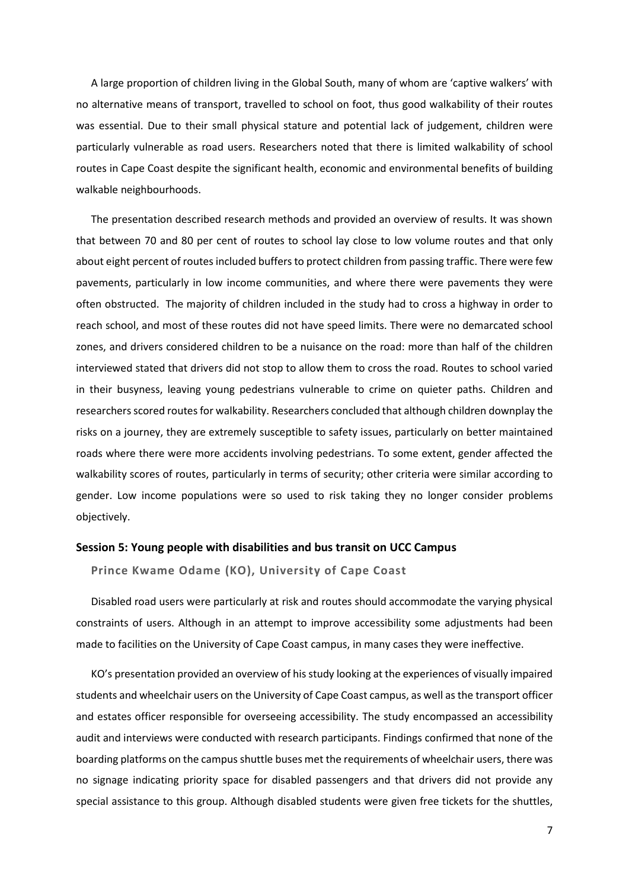A large proportion of children living in the Global South, many of whom are 'captive walkers' with no alternative means of transport, travelled to school on foot, thus good walkability of their routes was essential. Due to their small physical stature and potential lack of judgement, children were particularly vulnerable as road users. Researchers noted that there is limited walkability of school routes in Cape Coast despite the significant health, economic and environmental benefits of building walkable neighbourhoods.

The presentation described research methods and provided an overview of results. It was shown that between 70 and 80 per cent of routes to school lay close to low volume routes and that only about eight percent of routes included buffers to protect children from passing traffic. There were few pavements, particularly in low income communities, and where there were pavements they were often obstructed. The majority of children included in the study had to cross a highway in order to reach school, and most of these routes did not have speed limits. There were no demarcated school zones, and drivers considered children to be a nuisance on the road: more than half of the children interviewed stated that drivers did not stop to allow them to cross the road. Routes to school varied in their busyness, leaving young pedestrians vulnerable to crime on quieter paths. Children and researchers scored routes for walkability. Researchers concluded that although children downplay the risks on a journey, they are extremely susceptible to safety issues, particularly on better maintained roads where there were more accidents involving pedestrians. To some extent, gender affected the walkability scores of routes, particularly in terms of security; other criteria were similar according to gender. Low income populations were so used to risk taking they no longer consider problems objectively.

### Session 5: Young people with disabilities and bus transit on UCC Campus

**Prince Kwame Odame (KO), University of Cape Coast**

Disabled road users were particularly at risk and routes should accommodate the varying physical constraints of users. Although in an attempt to improve accessibility some adjustments had been made to facilities on the University of Cape Coast campus, in many cases they were ineffective.

KO's presentation provided an overview of his study looking at the experiences of visually impaired students and wheelchair users on the University of Cape Coast campus, as well as the transport officer and estates officer responsible for overseeing accessibility. The study encompassed an accessibility audit and interviews were conducted with research participants. Findings confirmed that none of the boarding platforms on the campus shuttle buses met the requirements of wheelchair users, there was no signage indicating priority space for disabled passengers and that drivers did not provide any special assistance to this group. Although disabled students were given free tickets for the shuttles,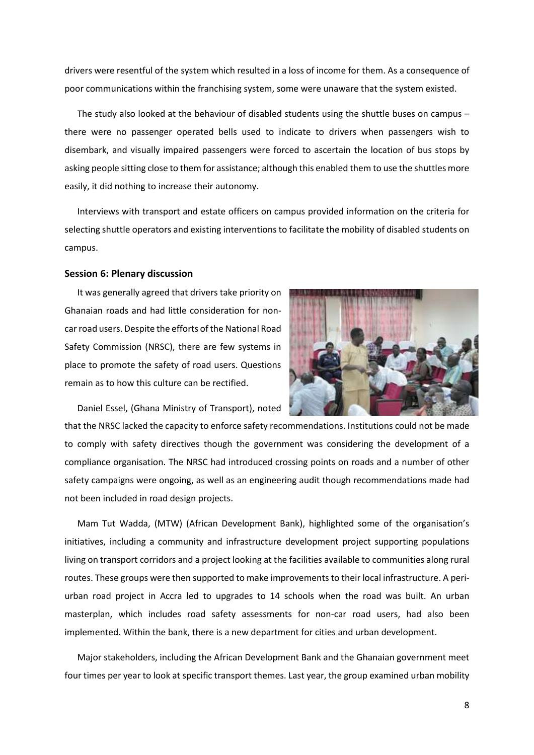drivers were resentful of the system which resulted in a loss of income for them. As a consequence of poor communications within the franchising system, some were unaware that the system existed.

The study also looked at the behaviour of disabled students using the shuttle buses on campus – there were no passenger operated bells used to indicate to drivers when passengers wish to disembark, and visually impaired passengers were forced to ascertain the location of bus stops by asking people sitting close to them for assistance; although this enabled them to use the shuttles more easily, it did nothing to increase their autonomy.

Interviews with transport and estate officers on campus provided information on the criteria for selecting shuttle operators and existing interventions to facilitate the mobility of disabled students on campus.

### Session 6: Plenary discussion

It was generally agreed that drivers take priority on Ghanaian roads and had little consideration for non-car road users. Despite the efforts of the National Road Safety Commission (NRSC), there are few systems in place to promote the safety of road users. Questions remain as to how this culture can be rectified.

Daniel Essel, (Ghana Ministry of Transport), noted that the NRSC lacked the capacity to enforce safety recommendations. Institutions could not be made to comply with safety directives though the government was considering the development of a compliance organisation. The NRSC had introduced crossing points on roads and a number of other safety campaigns were ongoing, as well as an engineering audit though recommendations made had not been included in road design projects.

Mam Tut Wadda, (MTW) (African Development Bank), highlighted some of the organisation's initiatives, including a community and infrastructure development project supporting populations living on transport corridors and a project looking at the facilities available to communities along rural routes. These groups were then supported to make improvements to their local infrastructure. A peri-urban road project in Accra led to upgrades to 14 schools when the road was built. An urban masterplan, which includes road safety assessments for non-car road users, had also been implemented. Within the bank, there is a new department for cities and urban development.

Major stakeholders, including the African Development Bank and the Ghanaian government meet four times per year to look at specific transport themes. Last year, the group examined urban mobility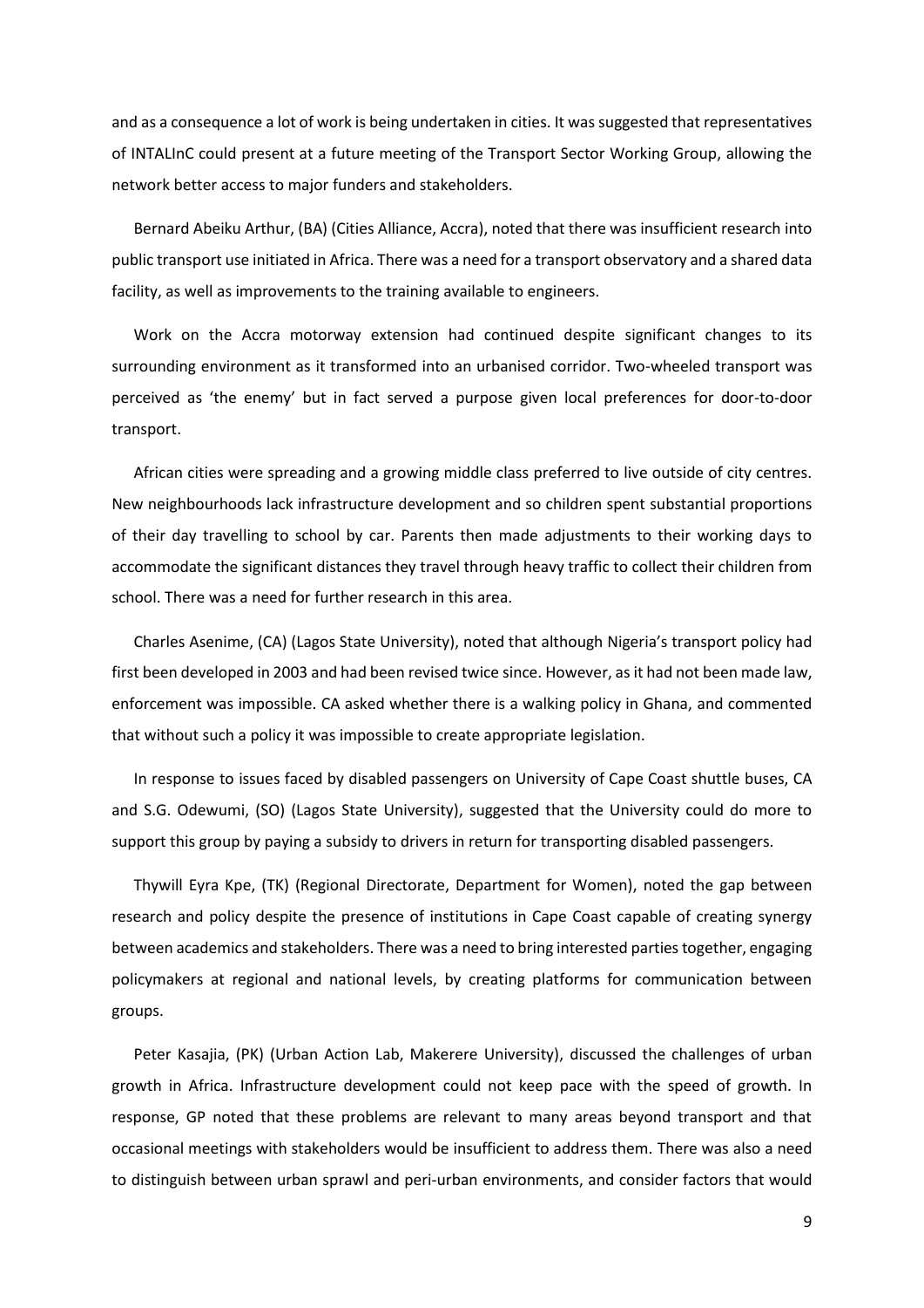and as a consequence a lot of work is being undertaken in cities. It was suggested that representatives of INTALInC could present at a future meeting of the Transport Sector Working Group, allowing the network better access to major funders and stakeholders.

Bernard Abeiku Arthur, (BA) (Cities Alliance, Accra), noted that there was insufficient research into public transport use initiated in Africa. There was a need for a transport observatory and a shared data facility, as well as improvements to the training available to engineers.

Work on the Accra motorway extension had continued despite significant changes to its surrounding environment as it transformed into an urbanised corridor. Two-wheeled transport was perceived as 'the enemy' but in fact served a purpose given local preferences for door-to-door transport.

African cities were spreading and a growing middle class preferred to live outside of city centres. New neighbourhoods lack infrastructure development and so children spent substantial proportions of their day travelling to school by car. Parents then made adjustments to their working days to accommodate the significant distances they travel through heavy traffic to collect their children from school. There was a need for further research in this area.

Charles Asenime, (CA) (Lagos State University), noted that although Nigeria's transport policy had first been developed in 2003 and had been revised twice since. However, as it had not been made law, enforcement was impossible. CA asked whether there is a walking policy in Ghana, and commented that without such a policy it was impossible to create appropriate legislation.

In response to issues faced by disabled passengers on University of Cape Coast shuttle buses, CA and S.G. Odewumi, (SO) (Lagos State University), suggested that the University could do more to support this group by paying a subsidy to drivers in return for transporting disabled passengers.

Thywill Eyra Kpe, (TK) (Regional Directorate, Department for Women), noted the gap between research and policy despite the presence of institutions in Cape Coast capable of creating synergy between academics and stakeholders. There was a need to bring interested parties together, engaging policymakers at regional and national levels, by creating platforms for communication between groups.

Peter Kasajia, (PK) (Urban Action Lab, Makerere University), discussed the challenges of urban growth in Africa. Infrastructure development could not keep pace with the speed of growth. In response, GP noted that these problems are relevant to many areas beyond transport and that occasional meetings with stakeholders would be insufficient to address them. There was also a need to distinguish between urban sprawl and peri-urban environments, and consider factors that would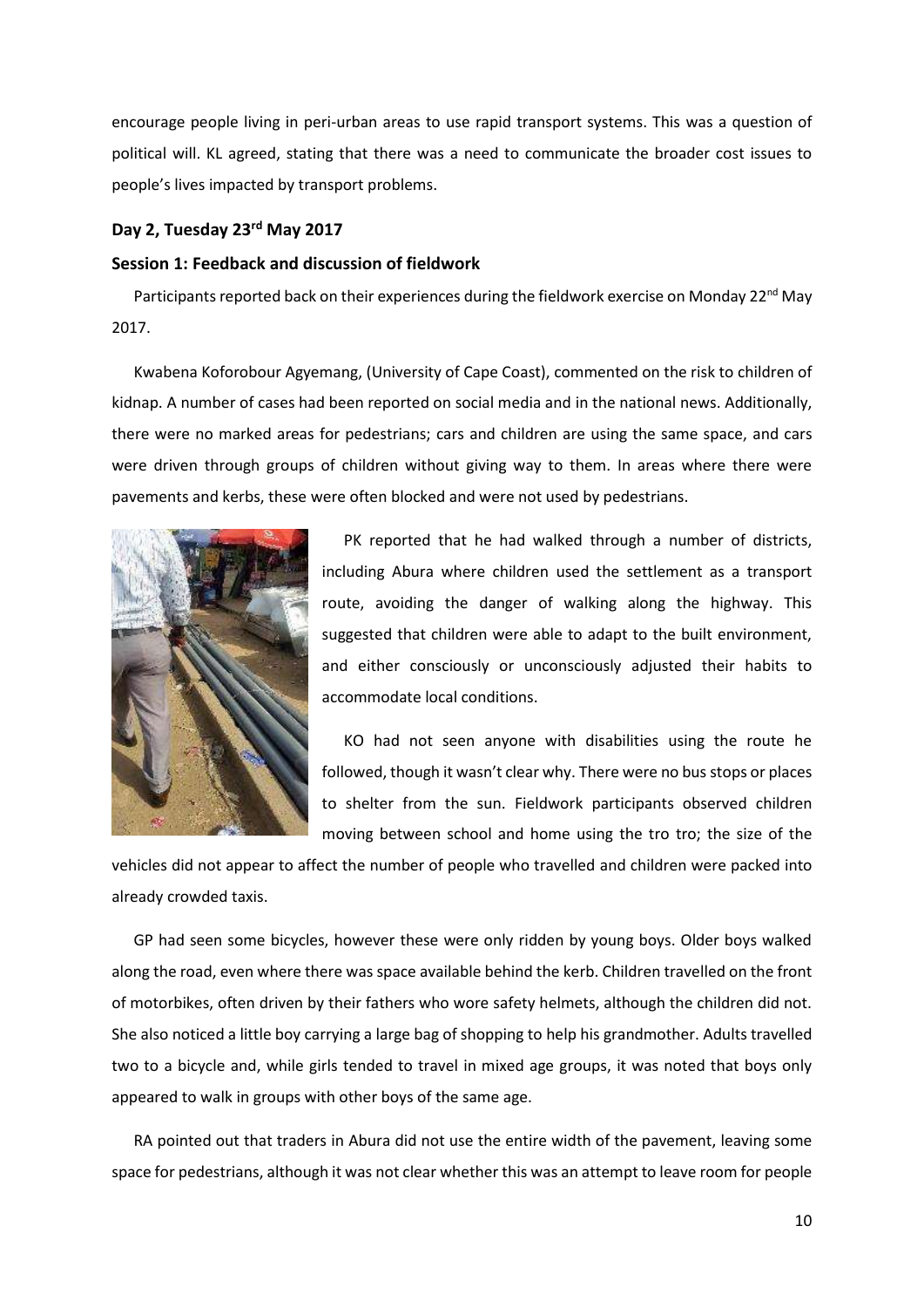encourage people living in peri-urban areas to use rapid transport systems. This was a question of political will. KL agreed, stating that there was a need to communicate the broader cost issues to people's lives impacted by transport problems.

### Day 2, Tuesday 23rd May 2017

### Session 1: Feedback and discussion of fieldwork

Participants reported back on their experiences during the fieldwork exercise on Monday 22nd May 2017.

Kwabena Koforobour Agyemang, (University of Cape Coast), commented on the risk to children of kidnap. A number of cases had been reported on social media and in the national news. Additionally, there were no marked areas for pedestrians; cars and children are using the same space, and cars were driven through groups of children without giving way to them. In areas where there were pavements and kerbs, these were often blocked and were not used by pedestrians.

PK reported that he had walked through a number of districts, including Abura where children used the settlement as a transport route, avoiding the danger of walking along the highway. This suggested that children were able to adapt to the built environment, and either consciously or unconsciously adjusted their habits to accommodate local conditions.

KO had not seen anyone with disabilities using the route he followed, though it wasn't clear why. There were no bus stops or places to shelter from the sun. Fieldwork participants observed children moving between school and home using the tro tro; the size of the vehicles did not appear to affect the number of people who travelled and children were packed into already crowded taxis.

GP had seen some bicycles, however these were only ridden by young boys. Older boys walked along the road, even where there was space available behind the kerb. Children travelled on the front of motorbikes, often driven by their fathers who wore safety helmets, although the children did not. She also noticed a little boy carrying a large bag of shopping to help his grandmother. Adults travelled two to a bicycle and, while girls tended to travel in mixed age groups, it was noted that boys only appeared to walk in groups with other boys of the same age.

RA pointed out that traders in Abura did not use the entire width of the pavement, leaving some space for pedestrians, although it was not clear whether this was an attempt to leave room for people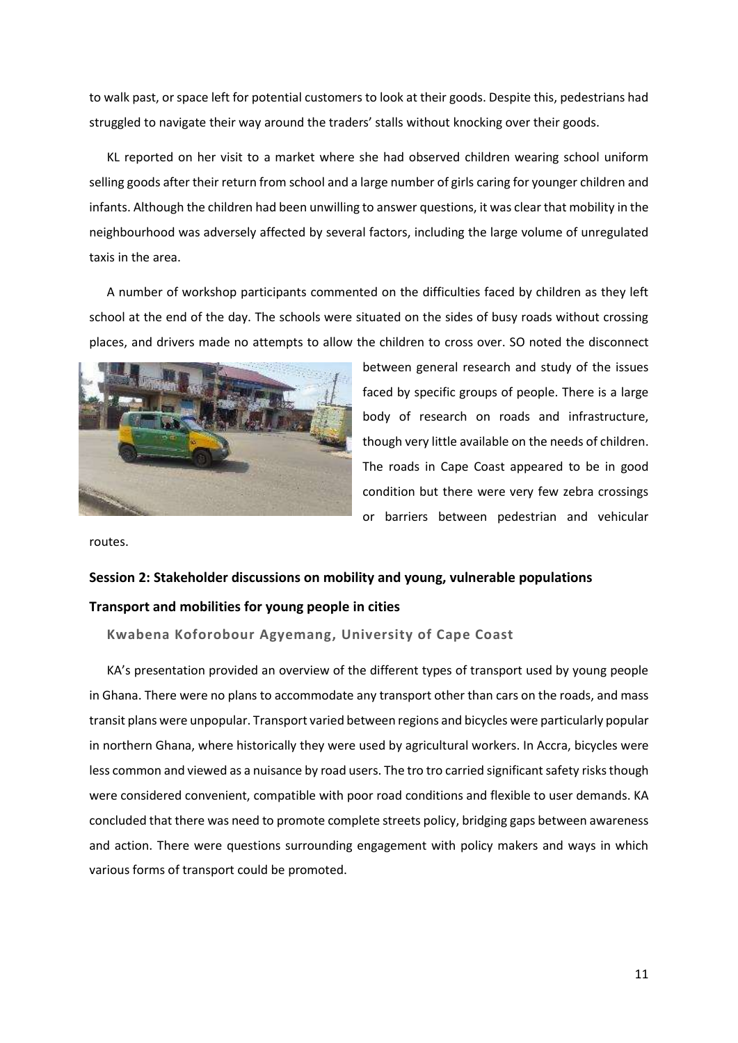to walk past, or space left for potential customers to look at their goods. Despite this, pedestrians had struggled to navigate their way around the traders' stalls without knocking over their goods.

KL reported on her visit to a market where she had observed children wearing school uniform selling goods after their return from school and a large number of girls caring for younger children and infants. Although the children had been unwilling to answer questions, it was clear that mobility in the neighbourhood was adversely affected by several factors, including the large volume of unregulated taxis in the area.

A number of workshop participants commented on the difficulties faced by children as they left school at the end of the day. The schools were situated on the sides of busy roads without crossing places, and drivers made no attempts to allow the children to cross over. SO noted the disconnect between general research and study of the issues faced by specific groups of people. There is a large body of research on roads and infrastructure, though very little available on the needs of children. The roads in Cape Coast appeared to be in good condition but there were very few zebra crossings or barriers between pedestrian and vehicular routes.

## Session 2: Stakeholder discussions on mobility and young, vulnerable populations

## Transport and mobilities for young people in cities

### Kwabena Koforobour Agyemang, University of Cape Coast

KA's presentation provided an overview of the different types of transport used by young people in Ghana. There were no plans to accommodate any transport other than cars on the roads, and mass transit plans were unpopular. Transport varied between regions and bicycles were particularly popular in northern Ghana, where historically they were used by agricultural workers. In Accra, bicycles were less common and viewed as a nuisance by road users. The tro tro carried significant safety risks though were considered convenient, compatible with poor road conditions and flexible to user demands. KA concluded that there was need to promote complete streets policy, bridging gaps between awareness and action. There were questions surrounding engagement with policy makers and ways in which various forms of transport could be promoted.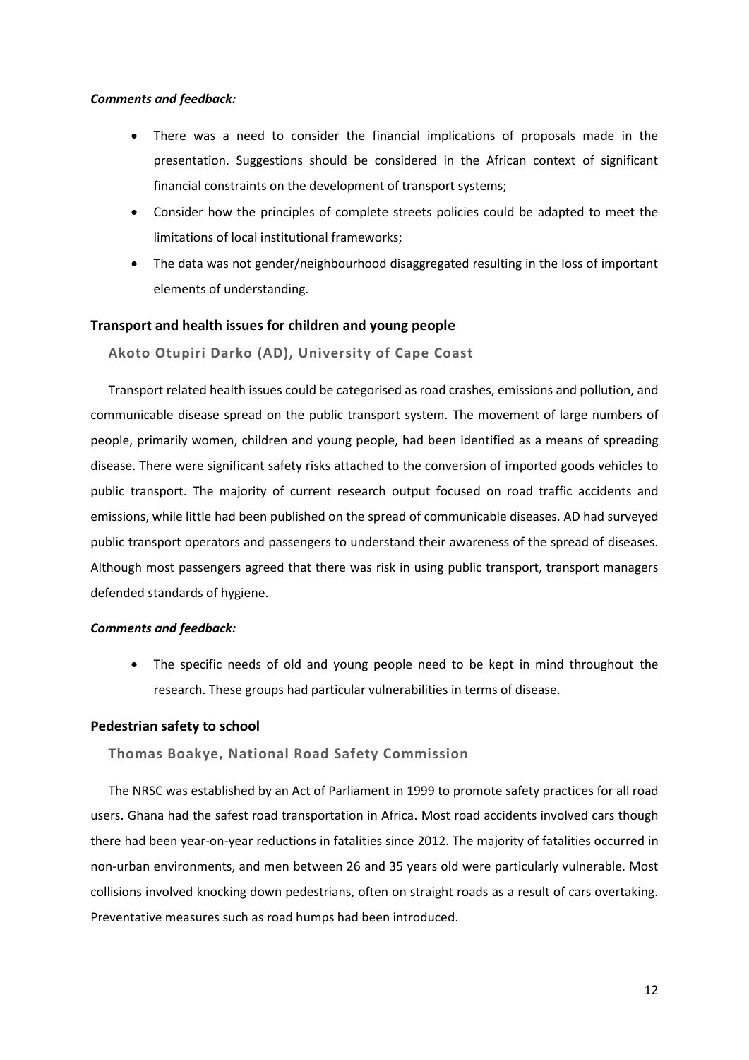***Comments and feedback:***

- There was a need to consider the financial implications of proposals made in the presentation. Suggestions should be considered in the African context of significant financial constraints on the development of transport systems;
- Consider how the principles of complete streets policies could be adapted to meet the limitations of local institutional frameworks;
- The data was not gender/neighbourhood disaggregated resulting in the loss of important elements of understanding.

### Transport and health issues for children and young people

#### Akoto Otupiri Darko (AD), University of Cape Coast

Transport related health issues could be categorised as road crashes, emissions and pollution, and communicable disease spread on the public transport system. The movement of large numbers of people, primarily women, children and young people, had been identified as a means of spreading disease. There were significant safety risks attached to the conversion of imported goods vehicles to public transport. The majority of current research output focused on road traffic accidents and emissions, while little had been published on the spread of communicable diseases. AD had surveyed public transport operators and passengers to understand their awareness of the spread of diseases. Although most passengers agreed that there was risk in using public transport, transport managers defended standards of hygiene.

***Comments and feedback:***

- The specific needs of old and young people need to be kept in mind throughout the research. These groups had particular vulnerabilities in terms of disease.

### Pedestrian safety to school

#### Thomas Boakye, National Road Safety Commission

The NRSC was established by an Act of Parliament in 1999 to promote safety practices for all road users. Ghana had the safest road transportation in Africa. Most road accidents involved cars though there had been year-on-year reductions in fatalities since 2012. The majority of fatalities occurred in non-urban environments, and men between 26 and 35 years old were particularly vulnerable. Most collisions involved knocking down pedestrians, often on straight roads as a result of cars overtaking. Preventative measures such as road humps had been introduced.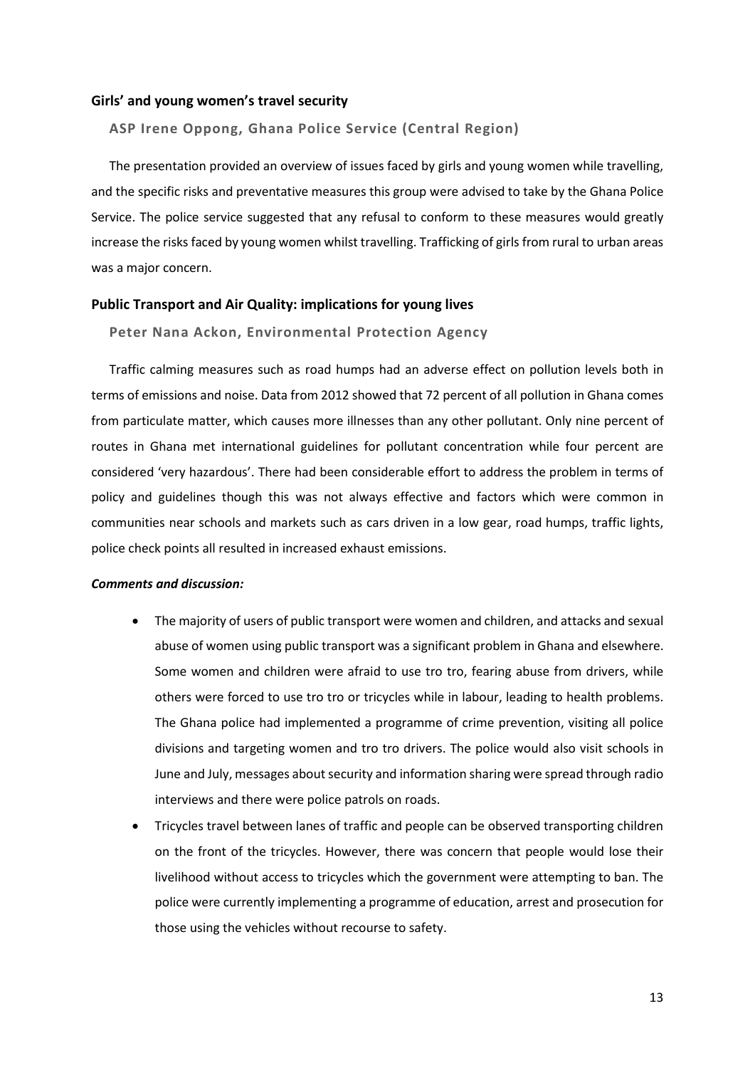### Girls' and young women's travel security

#### ASP Irene Oppong, Ghana Police Service (Central Region)

The presentation provided an overview of issues faced by girls and young women while travelling, and the specific risks and preventative measures this group were advised to take by the Ghana Police Service. The police service suggested that any refusal to conform to these measures would greatly increase the risks faced by young women whilst travelling. Trafficking of girls from rural to urban areas was a major concern.

### Public Transport and Air Quality: implications for young lives

#### Peter Nana Ackon, Environmental Protection Agency

Traffic calming measures such as road humps had an adverse effect on pollution levels both in terms of emissions and noise. Data from 2012 showed that 72 percent of all pollution in Ghana comes from particulate matter, which causes more illnesses than any other pollutant. Only nine percent of routes in Ghana met international guidelines for pollutant concentration while four percent are considered 'very hazardous'. There had been considerable effort to address the problem in terms of policy and guidelines though this was not always effective and factors which were common in communities near schools and markets such as cars driven in a low gear, road humps, traffic lights, police check points all resulted in increased exhaust emissions.

***Comments and discussion:***

- The majority of users of public transport were women and children, and attacks and sexual abuse of women using public transport was a significant problem in Ghana and elsewhere. Some women and children were afraid to use tro tro, fearing abuse from drivers, while others were forced to use tro tro or tricycles while in labour, leading to health problems. The Ghana police had implemented a programme of crime prevention, visiting all police divisions and targeting women and tro tro drivers. The police would also visit schools in June and July, messages about security and information sharing were spread through radio interviews and there were police patrols on roads.
- Tricycles travel between lanes of traffic and people can be observed transporting children on the front of the tricycles. However, there was concern that people would lose their livelihood without access to tricycles which the government were attempting to ban. The police were currently implementing a programme of education, arrest and prosecution for those using the vehicles without recourse to safety.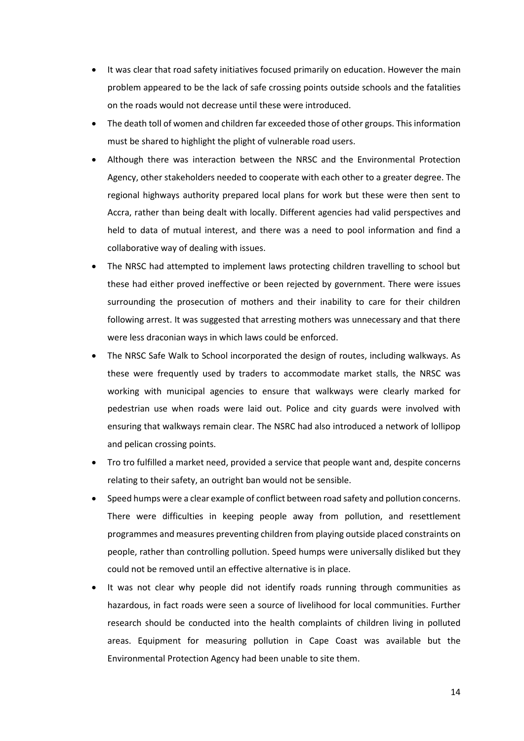- It was clear that road safety initiatives focused primarily on education. However the main problem appeared to be the lack of safe crossing points outside schools and the fatalities on the roads would not decrease until these were introduced.
- The death toll of women and children far exceeded those of other groups. This information must be shared to highlight the plight of vulnerable road users.
- Although there was interaction between the NRSC and the Environmental Protection Agency, other stakeholders needed to cooperate with each other to a greater degree. The regional highways authority prepared local plans for work but these were then sent to Accra, rather than being dealt with locally. Different agencies had valid perspectives and held to data of mutual interest, and there was a need to pool information and find a collaborative way of dealing with issues.
- The NRSC had attempted to implement laws protecting children travelling to school but these had either proved ineffective or been rejected by government. There were issues surrounding the prosecution of mothers and their inability to care for their children following arrest. It was suggested that arresting mothers was unnecessary and that there were less draconian ways in which laws could be enforced.
- The NRSC Safe Walk to School incorporated the design of routes, including walkways. As these were frequently used by traders to accommodate market stalls, the NRSC was working with municipal agencies to ensure that walkways were clearly marked for pedestrian use when roads were laid out. Police and city guards were involved with ensuring that walkways remain clear. The NSRC had also introduced a network of lollipop and pelican crossing points.
- Tro tro fulfilled a market need, provided a service that people want and, despite concerns relating to their safety, an outright ban would not be sensible.
- Speed humps were a clear example of conflict between road safety and pollution concerns. There were difficulties in keeping people away from pollution, and resettlement programmes and measures preventing children from playing outside placed constraints on people, rather than controlling pollution. Speed humps were universally disliked but they could not be removed until an effective alternative is in place.
- It was not clear why people did not identify roads running through communities as hazardous, in fact roads were seen a source of livelihood for local communities. Further research should be conducted into the health complaints of children living in polluted areas. Equipment for measuring pollution in Cape Coast was available but the Environmental Protection Agency had been unable to site them.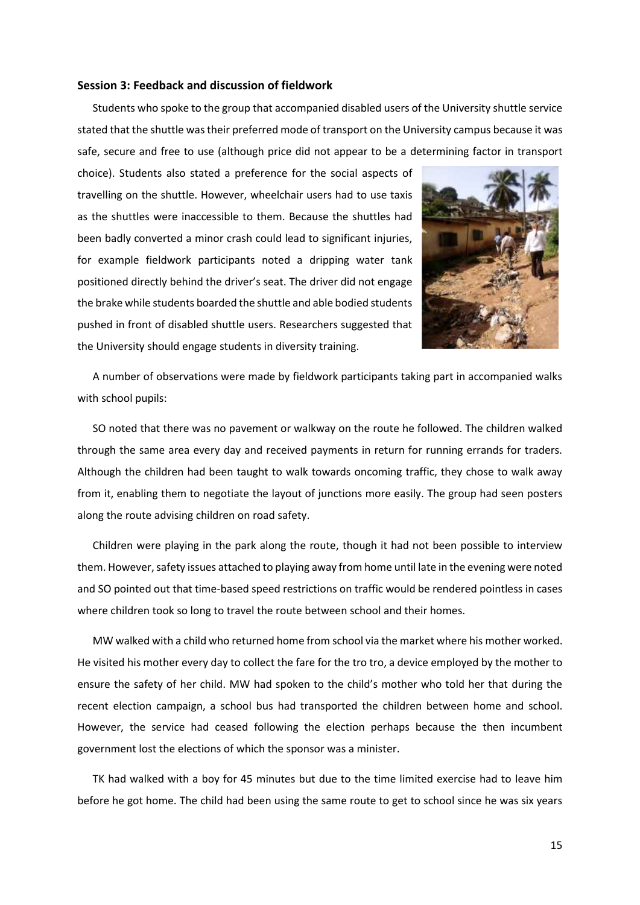### Session 3: Feedback and discussion of fieldwork

Students who spoke to the group that accompanied disabled users of the University shuttle service stated that the shuttle was their preferred mode of transport on the University campus because it was safe, secure and free to use (although price did not appear to be a determining factor in transport choice). Students also stated a preference for the social aspects of travelling on the shuttle. However, wheelchair users had to use taxis as the shuttles were inaccessible to them. Because the shuttles had been badly converted a minor crash could lead to significant injuries, for example fieldwork participants noted a dripping water tank positioned directly behind the driver's seat. The driver did not engage the brake while students boarded the shuttle and able bodied students pushed in front of disabled shuttle users. Researchers suggested that the University should engage students in diversity training.

A number of observations were made by fieldwork participants taking part in accompanied walks with school pupils:

SO noted that there was no pavement or walkway on the route he followed. The children walked through the same area every day and received payments in return for running errands for traders. Although the children had been taught to walk towards oncoming traffic, they chose to walk away from it, enabling them to negotiate the layout of junctions more easily. The group had seen posters along the route advising children on road safety.

Children were playing in the park along the route, though it had not been possible to interview them. However, safety issues attached to playing away from home until late in the evening were noted and SO pointed out that time-based speed restrictions on traffic would be rendered pointless in cases where children took so long to travel the route between school and their homes.

MW walked with a child who returned home from school via the market where his mother worked. He visited his mother every day to collect the fare for the tro tro, a device employed by the mother to ensure the safety of her child. MW had spoken to the child's mother who told her that during the recent election campaign, a school bus had transported the children between home and school. However, the service had ceased following the election perhaps because the then incumbent government lost the elections of which the sponsor was a minister.

TK had walked with a boy for 45 minutes but due to the time limited exercise had to leave him before he got home. The child had been using the same route to get to school since he was six years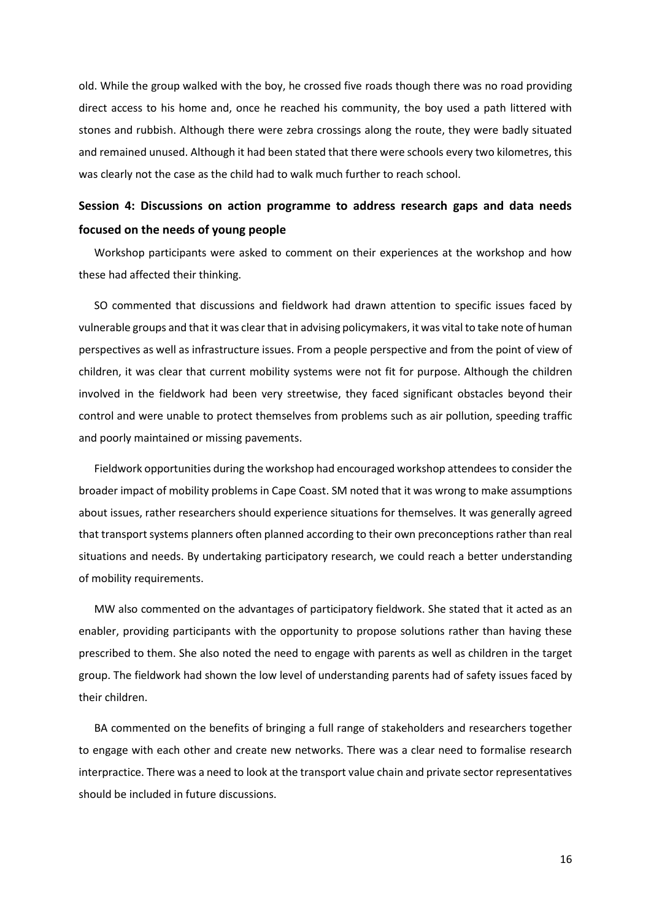old. While the group walked with the boy, he crossed five roads though there was no road providing direct access to his home and, once he reached his community, the boy used a path littered with stones and rubbish. Although there were zebra crossings along the route, they were badly situated and remained unused. Although it had been stated that there were schools every two kilometres, this was clearly not the case as the child had to walk much further to reach school.

## Session 4: Discussions on action programme to address research gaps and data needs focused on the needs of young people

Workshop participants were asked to comment on their experiences at the workshop and how these had affected their thinking.

SO commented that discussions and fieldwork had drawn attention to specific issues faced by vulnerable groups and that it was clear that in advising policymakers, it was vital to take note of human perspectives as well as infrastructure issues. From a people perspective and from the point of view of children, it was clear that current mobility systems were not fit for purpose. Although the children involved in the fieldwork had been very streetwise, they faced significant obstacles beyond their control and were unable to protect themselves from problems such as air pollution, speeding traffic and poorly maintained or missing pavements.

Fieldwork opportunities during the workshop had encouraged workshop attendees to consider the broader impact of mobility problems in Cape Coast. SM noted that it was wrong to make assumptions about issues, rather researchers should experience situations for themselves. It was generally agreed that transport systems planners often planned according to their own preconceptions rather than real situations and needs. By undertaking participatory research, we could reach a better understanding of mobility requirements.

MW also commented on the advantages of participatory fieldwork. She stated that it acted as an enabler, providing participants with the opportunity to propose solutions rather than having these prescribed to them. She also noted the need to engage with parents as well as children in the target group. The fieldwork had shown the low level of understanding parents had of safety issues faced by their children.

BA commented on the benefits of bringing a full range of stakeholders and researchers together to engage with each other and create new networks. There was a clear need to formalise research interpractice. There was a need to look at the transport value chain and private sector representatives should be included in future discussions.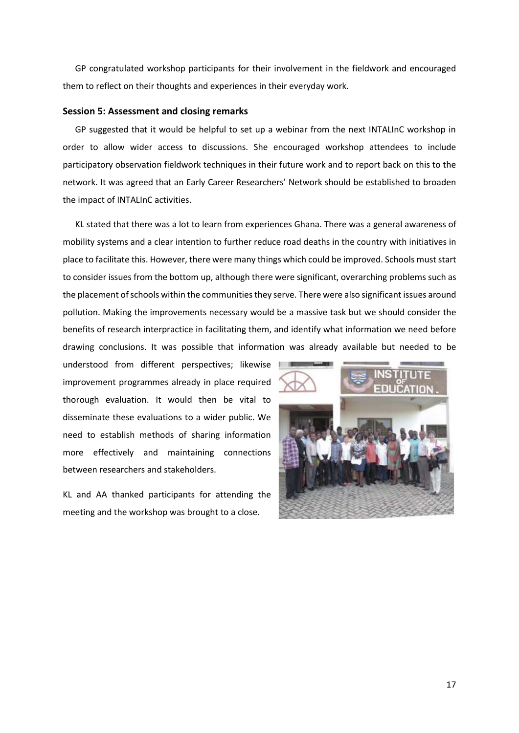GP congratulated workshop participants for their involvement in the fieldwork and encouraged them to reflect on their thoughts and experiences in their everyday work.

### Session 5: Assessment and closing remarks

GP suggested that it would be helpful to set up a webinar from the next INTALInC workshop in order to allow wider access to discussions. She encouraged workshop attendees to include participatory observation fieldwork techniques in their future work and to report back on this to the network. It was agreed that an Early Career Researchers' Network should be established to broaden the impact of INTALInC activities.

KL stated that there was a lot to learn from experiences Ghana. There was a general awareness of mobility systems and a clear intention to further reduce road deaths in the country with initiatives in place to facilitate this. However, there were many things which could be improved. Schools must start to consider issues from the bottom up, although there were significant, overarching problems such as the placement of schools within the communities they serve. There were also significant issues around pollution. Making the improvements necessary would be a massive task but we should consider the benefits of research interpractice in facilitating them, and identify what information we need before drawing conclusions. It was possible that information was already available but needed to be understood from different perspectives; likewise improvement programmes already in place required thorough evaluation. It would then be vital to disseminate these evaluations to a wider public. We need to establish methods of sharing information more effectively and maintaining connections between researchers and stakeholders.

KL and AA thanked participants for attending the meeting and the workshop was brought to a close.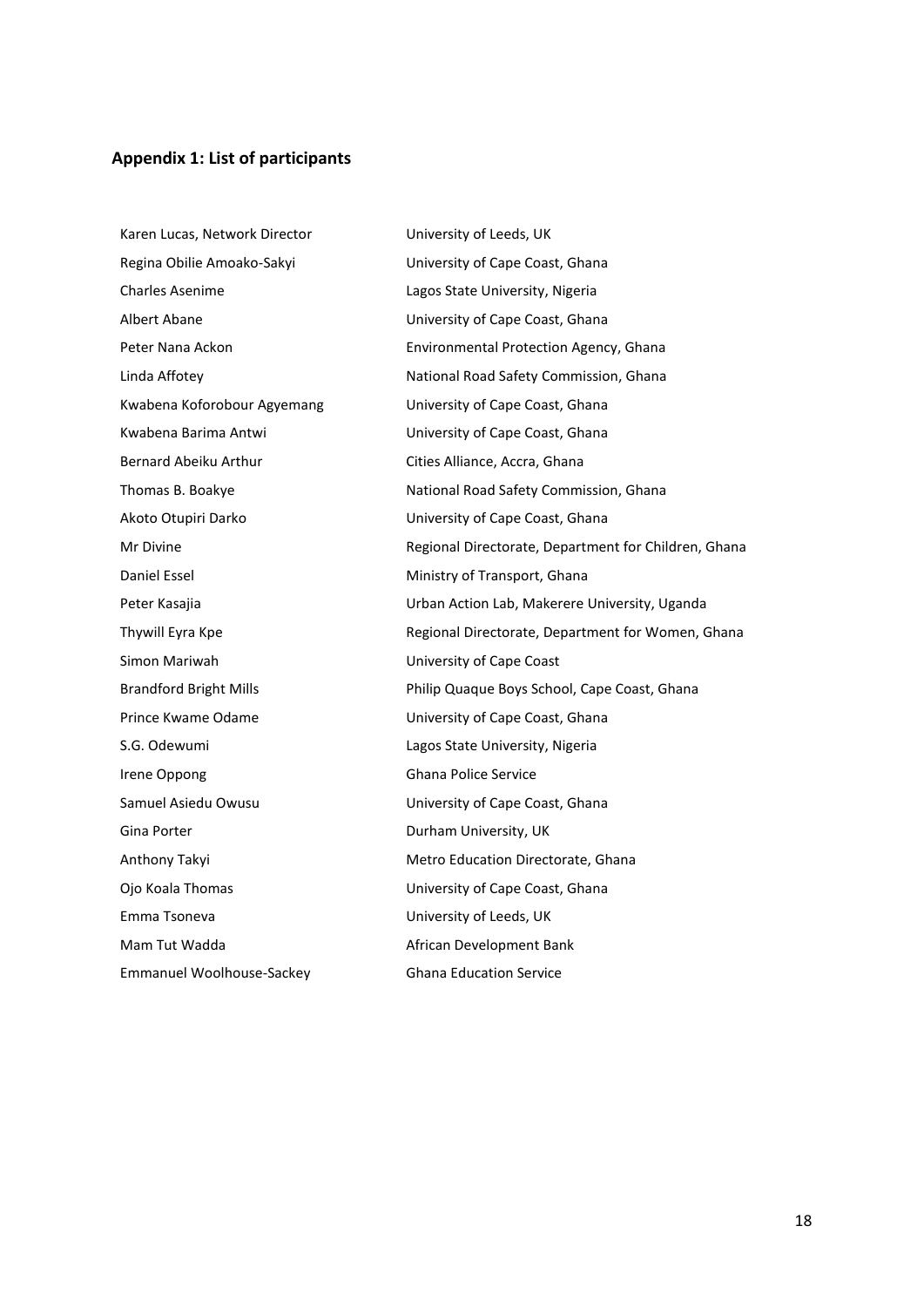## Appendix 1: List of participants

| | |
|---|---|
| Karen Lucas, Network Director | University of Leeds, UK |
| Regina Obilie Amoako-Sakyi | University of Cape Coast, Ghana |
| Charles Asenime | Lagos State University, Nigeria |
| Albert Abane | University of Cape Coast, Ghana |
| Peter Nana Ackon | Environmental Protection Agency, Ghana |
| Linda Affotey | National Road Safety Commission, Ghana |
| Kwabena Koforobour Agyemang | University of Cape Coast, Ghana |
| Kwabena Barima Antwi | University of Cape Coast, Ghana |
| Bernard Abeiku Arthur | Cities Alliance, Accra, Ghana |
| Thomas B. Boakye | National Road Safety Commission, Ghana |
| Akoto Otupiri Darko | University of Cape Coast, Ghana |
| Mr Divine | Regional Directorate, Department for Children, Ghana |
| Daniel Essel | Ministry of Transport, Ghana |
| Peter Kasajia | Urban Action Lab, Makerere University, Uganda |
| Thywill Eyra Kpe | Regional Directorate, Department for Women, Ghana |
| Simon Mariwah | University of Cape Coast |
| Brandford Bright Mills | Philip Quaque Boys School, Cape Coast, Ghana |
| Prince Kwame Odame | University of Cape Coast, Ghana |
| S.G. Odewumi | Lagos State University, Nigeria |
| Irene Oppong | Ghana Police Service |
| Samuel Asiedu Owusu | University of Cape Coast, Ghana |
| Gina Porter | Durham University, UK |
| Anthony Takyi | Metro Education Directorate, Ghana |
| Ojo Koala Thomas | University of Cape Coast, Ghana |
| Emma Tsoneva | University of Leeds, UK |
| Mam Tut Wadda | African Development Bank |
| Emmanuel Woolhouse-Sackey | Ghana Education Service |